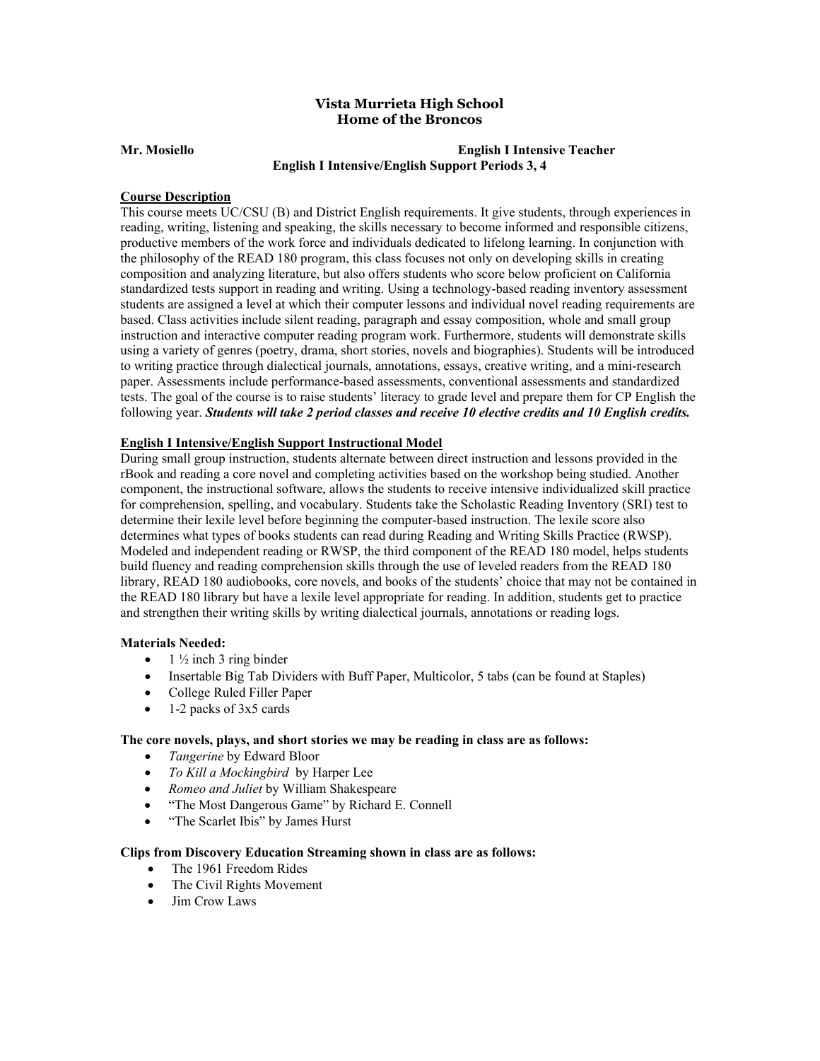# Vista Murrieta High School
## Home of the Broncos

**Mr. Mosiello** **English I Intensive Teacher**

**English I Intensive/English Support Periods 3, 4**

**Course Description**

This course meets UC/CSU (B) and District English requirements. It give students, through experiences in reading, writing, listening and speaking, the skills necessary to become informed and responsible citizens, productive members of the work force and individuals dedicated to lifelong learning. In conjunction with the philosophy of the READ 180 program, this class focuses not only on developing skills in creating composition and analyzing literature, but also offers students who score below proficient on California standardized tests support in reading and writing. Using a technology-based reading inventory assessment students are assigned a level at which their computer lessons and individual novel reading requirements are based. Class activities include silent reading, paragraph and essay composition, whole and small group instruction and interactive computer reading program work. Furthermore, students will demonstrate skills using a variety of genres (poetry, drama, short stories, novels and biographies). Students will be introduced to writing practice through dialectical journals, annotations, essays, creative writing, and a mini-research paper. Assessments include performance-based assessments, conventional assessments and standardized tests. The goal of the course is to raise students' literacy to grade level and prepare them for CP English the following year. ***Students will take 2 period classes and receive 10 elective credits and 10 English credits.***

**English I Intensive/English Support Instructional Model**

During small group instruction, students alternate between direct instruction and lessons provided in the rBook and reading a core novel and completing activities based on the workshop being studied. Another component, the instructional software, allows the students to receive intensive individualized skill practice for comprehension, spelling, and vocabulary. Students take the Scholastic Reading Inventory (SRI) test to determine their lexile level before beginning the computer-based instruction. The lexile score also determines what types of books students can read during Reading and Writing Skills Practice (RWSP). Modeled and independent reading or RWSP, the third component of the READ 180 model, helps students build fluency and reading comprehension skills through the use of leveled readers from the READ 180 library, READ 180 audiobooks, core novels, and books of the students' choice that may not be contained in the READ 180 library but have a lexile level appropriate for reading. In addition, students get to practice and strengthen their writing skills by writing dialectical journals, annotations or reading logs.

**Materials Needed:**

- 1 ½ inch 3 ring binder
- Insertable Big Tab Dividers with Buff Paper, Multicolor, 5 tabs (can be found at Staples)
- College Ruled Filler Paper
- 1-2 packs of 3x5 cards

**The core novels, plays, and short stories we may be reading in class are as follows:**

- *Tangerine* by Edward Bloor
- *To Kill a Mockingbird* by Harper Lee
- *Romeo and Juliet* by William Shakespeare
- "The Most Dangerous Game" by Richard E. Connell
- "The Scarlet Ibis" by James Hurst

**Clips from Discovery Education Streaming shown in class are as follows:**

- The 1961 Freedom Rides
- The Civil Rights Movement
- Jim Crow Laws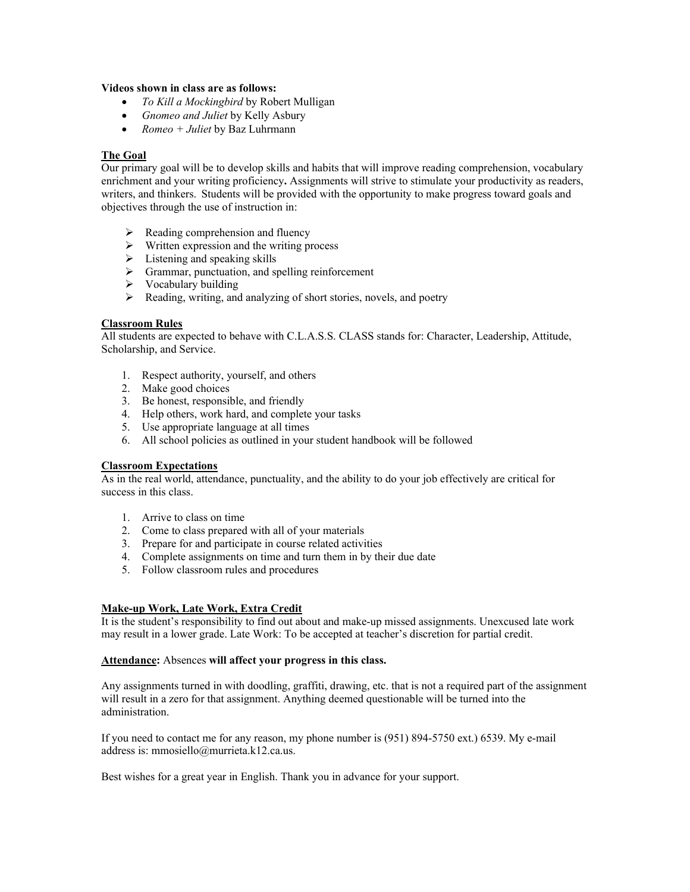**Videos shown in class are as follows:**

- *To Kill a Mockingbird* by Robert Mulligan
- *Gnomeo and Juliet* by Kelly Asbury
- *Romeo + Juliet* by Baz Luhrmann

## The Goal

Our primary goal will be to develop skills and habits that will improve reading comprehension, vocabulary enrichment and your writing proficiency**.** Assignments will strive to stimulate your productivity as readers, writers, and thinkers. Students will be provided with the opportunity to make progress toward goals and objectives through the use of instruction in:

- Reading comprehension and fluency
- Written expression and the writing process
- Listening and speaking skills
- Grammar, punctuation, and spelling reinforcement
- Vocabulary building
- Reading, writing, and analyzing of short stories, novels, and poetry

## Classroom Rules

All students are expected to behave with C.L.A.S.S. CLASS stands for: Character, Leadership, Attitude, Scholarship, and Service.

1. Respect authority, yourself, and others
2. Make good choices
3. Be honest, responsible, and friendly
4. Help others, work hard, and complete your tasks
5. Use appropriate language at all times
6. All school policies as outlined in your student handbook will be followed

## Classroom Expectations

As in the real world, attendance, punctuality, and the ability to do your job effectively are critical for success in this class.

1. Arrive to class on time
2. Come to class prepared with all of your materials
3. Prepare for and participate in course related activities
4. Complete assignments on time and turn them in by their due date
5. Follow classroom rules and procedures

## Make-up Work, Late Work, Extra Credit

It is the student's responsibility to find out about and make-up missed assignments. Unexcused late work may result in a lower grade. Late Work: To be accepted at teacher's discretion for partial credit.

**Attendance:** Absences **will affect your progress in this class.**

Any assignments turned in with doodling, graffiti, drawing, etc. that is not a required part of the assignment will result in a zero for that assignment. Anything deemed questionable will be turned into the administration.

If you need to contact me for any reason, my phone number is (951) 894-5750 ext.) 6539. My e-mail address is: mmosiello@murrieta.k12.ca.us.

Best wishes for a great year in English. Thank you in advance for your support.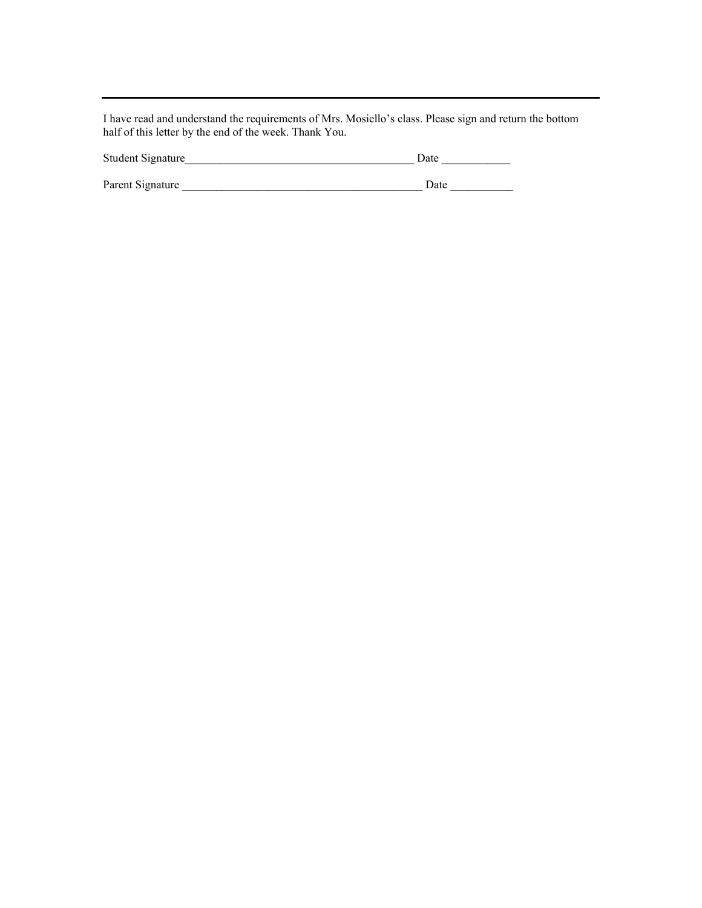---

I have read and understand the requirements of Mrs. Mosiello's class. Please sign and return the bottom half of this letter by the end of the week. Thank You.

Student Signature________________________________________ Date ____________

Parent Signature __________________________________________ Date ___________